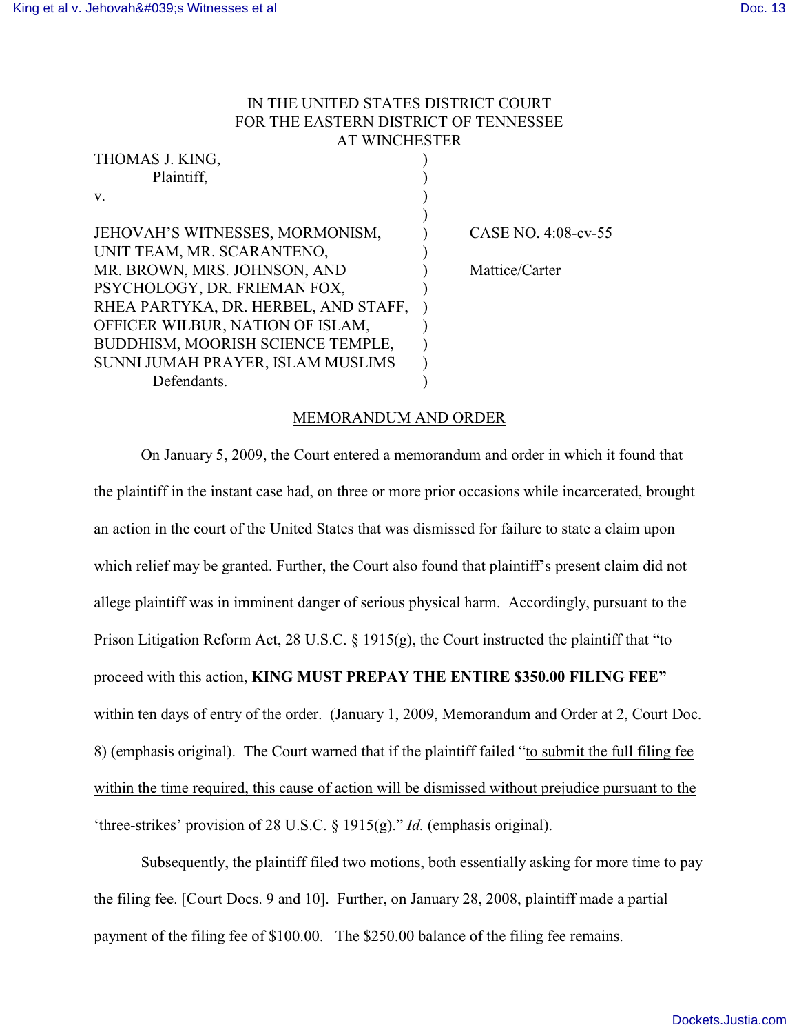IN THE UNITED STATES DISTRICT COURT
FOR THE EASTERN DISTRICT OF TENNESSEE
AT WINCHESTER

| | | |
|---|---|---|
| THOMAS J. KING,<br>Plaintiff, | ) | |
| v. | ) | |
| JEHOVAH'S WITNESSES, MORMONISM, UNIT TEAM, MR. SCARANTENO, MR. BROWN, MRS. JOHNSON, AND PSYCHOLOGY, DR. FRIEMAN FOX, RHEA PARTYKA, DR. HERBEL, AND STAFF, OFFICER WILBUR, NATION OF ISLAM, BUDDHISM, MOORISH SCIENCE TEMPLE, SUNNI JUMAH PRAYER, ISLAM MUSLIMS<br>Defendants. | ) | CASE NO. 4:08-cv-55<br><br>Mattice/Carter |

MEMORANDUM AND ORDER

On January 5, 2009, the Court entered a memorandum and order in which it found that the plaintiff in the instant case had, on three or more prior occasions while incarcerated, brought an action in the court of the United States that was dismissed for failure to state a claim upon which relief may be granted. Further, the Court also found that plaintiff's present claim did not allege plaintiff was in imminent danger of serious physical harm. Accordingly, pursuant to the Prison Litigation Reform Act, 28 U.S.C. § 1915(g), the Court instructed the plaintiff that "to proceed with this action, **KING MUST PREPAY THE ENTIRE $350.00 FILING FEE"** within ten days of entry of the order. (January 1, 2009, Memorandum and Order at 2, Court Doc. 8) (emphasis original). The Court warned that if the plaintiff failed "to submit the full filing fee within the time required, this cause of action will be dismissed without prejudice pursuant to the 'three-strikes' provision of 28 U.S.C. § 1915(g)." *Id.* (emphasis original).

Subsequently, the plaintiff filed two motions, both essentially asking for more time to pay the filing fee. [Court Docs. 9 and 10]. Further, on January 28, 2008, plaintiff made a partial payment of the filing fee of $100.00. The $250.00 balance of the filing fee remains.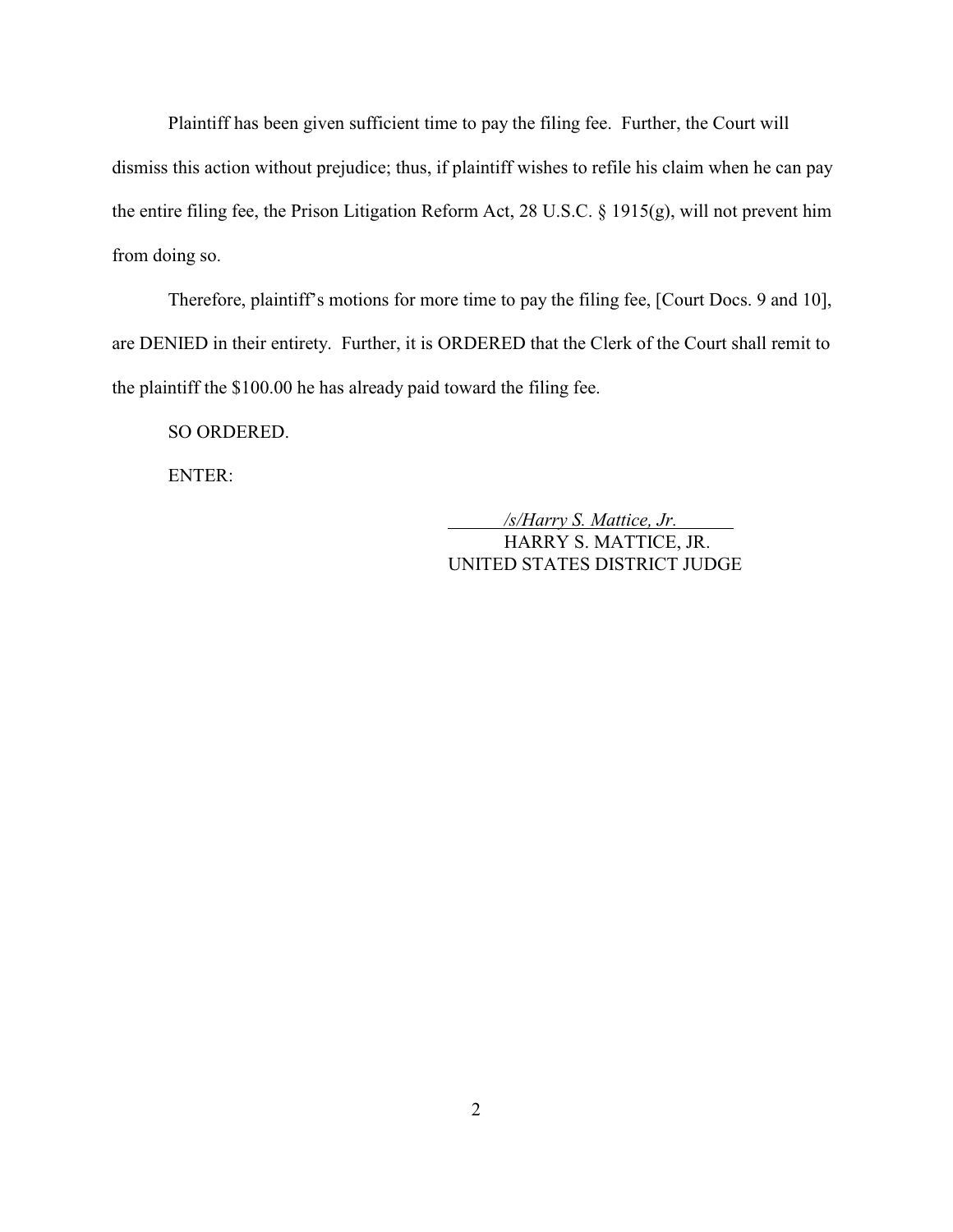Plaintiff has been given sufficient time to pay the filing fee. Further, the Court will dismiss this action without prejudice; thus, if plaintiff wishes to refile his claim when he can pay the entire filing fee, the Prison Litigation Reform Act, 28 U.S.C. § 1915(g), will not prevent him from doing so.

Therefore, plaintiff's motions for more time to pay the filing fee, [Court Docs. 9 and 10], are DENIED in their entirety. Further, it is ORDERED that the Clerk of the Court shall remit to the plaintiff the $100.00 he has already paid toward the filing fee.

SO ORDERED.

ENTER:

*/s/Harry S. Mattice, Jr.*
HARRY S. MATTICE, JR.
UNITED STATES DISTRICT JUDGE